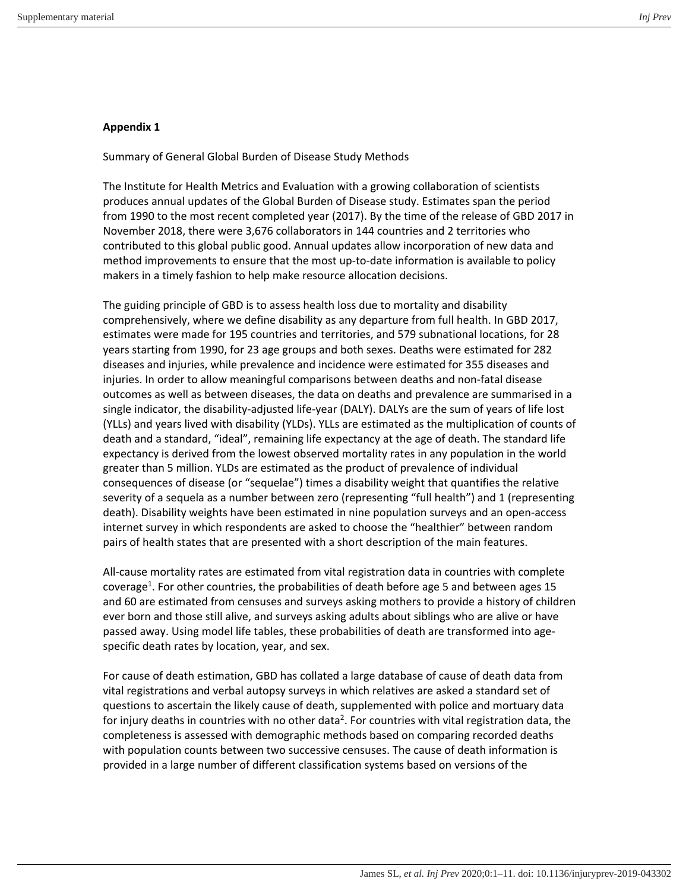**Appendix 1**

Summary of General Global Burden of Disease Study Methods

The Institute for Health Metrics and Evaluation with a growing collaboration of scientists produces annual updates of the Global Burden of Disease study. Estimates span the period from 1990 to the most recent completed year (2017). By the time of the release of GBD 2017 in November 2018, there were 3,676 collaborators in 144 countries and 2 territories who contributed to this global public good. Annual updates allow incorporation of new data and method improvements to ensure that the most up-to-date information is available to policy makers in a timely fashion to help make resource allocation decisions.

The guiding principle of GBD is to assess health loss due to mortality and disability comprehensively, where we define disability as any departure from full health. In GBD 2017, estimates were made for 195 countries and territories, and 579 subnational locations, for 28 years starting from 1990, for 23 age groups and both sexes. Deaths were estimated for 282 diseases and injuries, while prevalence and incidence were estimated for 355 diseases and injuries. In order to allow meaningful comparisons between deaths and non-fatal disease outcomes as well as between diseases, the data on deaths and prevalence are summarised in a single indicator, the disability-adjusted life-year (DALY). DALYs are the sum of years of life lost (YLLs) and years lived with disability (YLDs). YLLs are estimated as the multiplication of counts of death and a standard, "ideal", remaining life expectancy at the age of death. The standard life expectancy is derived from the lowest observed mortality rates in any population in the world greater than 5 million. YLDs are estimated as the product of prevalence of individual consequences of disease (or "sequelae") times a disability weight that quantifies the relative severity of a sequela as a number between zero (representing "full health") and 1 (representing death). Disability weights have been estimated in nine population surveys and an open-access internet survey in which respondents are asked to choose the "healthier" between random pairs of health states that are presented with a short description of the main features.

All-cause mortality rates are estimated from vital registration data in countries with complete coverage[1]. For other countries, the probabilities of death before age 5 and between ages 15 and 60 are estimated from censuses and surveys asking mothers to provide a history of children ever born and those still alive, and surveys asking adults about siblings who are alive or have passed away. Using model life tables, these probabilities of death are transformed into age-specific death rates by location, year, and sex.

For cause of death estimation, GBD has collated a large database of cause of death data from vital registrations and verbal autopsy surveys in which relatives are asked a standard set of questions to ascertain the likely cause of death, supplemented with police and mortuary data for injury deaths in countries with no other data[2]. For countries with vital registration data, the completeness is assessed with demographic methods based on comparing recorded deaths with population counts between two successive censuses. The cause of death information is provided in a large number of different classification systems based on versions of the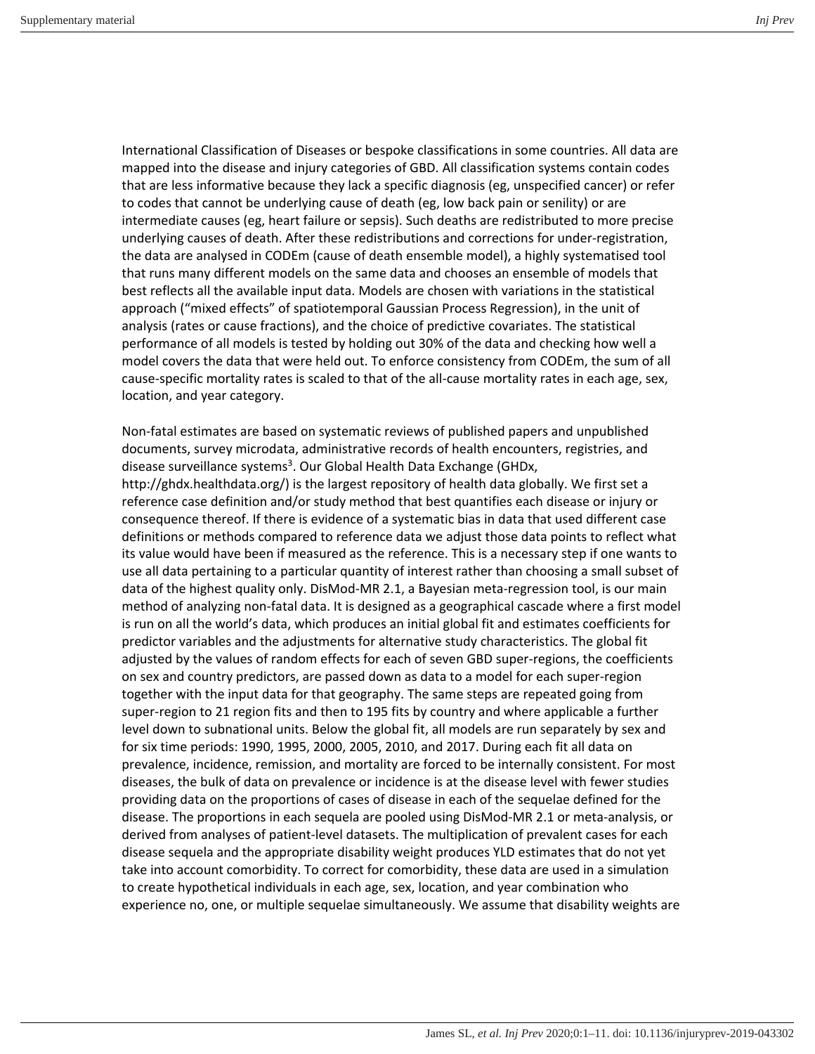International Classification of Diseases or bespoke classifications in some countries. All data are mapped into the disease and injury categories of GBD. All classification systems contain codes that are less informative because they lack a specific diagnosis (eg, unspecified cancer) or refer to codes that cannot be underlying cause of death (eg, low back pain or senility) or are intermediate causes (eg, heart failure or sepsis). Such deaths are redistributed to more precise underlying causes of death. After these redistributions and corrections for under-registration, the data are analysed in CODEm (cause of death ensemble model), a highly systematised tool that runs many different models on the same data and chooses an ensemble of models that best reflects all the available input data. Models are chosen with variations in the statistical approach ("mixed effects" of spatiotemporal Gaussian Process Regression), in the unit of analysis (rates or cause fractions), and the choice of predictive covariates. The statistical performance of all models is tested by holding out 30% of the data and checking how well a model covers the data that were held out. To enforce consistency from CODEm, the sum of all cause-specific mortality rates is scaled to that of the all-cause mortality rates in each age, sex, location, and year category.

Non-fatal estimates are based on systematic reviews of published papers and unpublished documents, survey microdata, administrative records of health encounters, registries, and disease surveillance systems[3]. Our Global Health Data Exchange (GHDx, http://ghdx.healthdata.org/) is the largest repository of health data globally. We first set a reference case definition and/or study method that best quantifies each disease or injury or consequence thereof. If there is evidence of a systematic bias in data that used different case definitions or methods compared to reference data we adjust those data points to reflect what its value would have been if measured as the reference. This is a necessary step if one wants to use all data pertaining to a particular quantity of interest rather than choosing a small subset of data of the highest quality only. DisMod-MR 2.1, a Bayesian meta-regression tool, is our main method of analyzing non-fatal data. It is designed as a geographical cascade where a first model is run on all the world's data, which produces an initial global fit and estimates coefficients for predictor variables and the adjustments for alternative study characteristics. The global fit adjusted by the values of random effects for each of seven GBD super-regions, the coefficients on sex and country predictors, are passed down as data to a model for each super-region together with the input data for that geography. The same steps are repeated going from super-region to 21 region fits and then to 195 fits by country and where applicable a further level down to subnational units. Below the global fit, all models are run separately by sex and for six time periods: 1990, 1995, 2000, 2005, 2010, and 2017. During each fit all data on prevalence, incidence, remission, and mortality are forced to be internally consistent. For most diseases, the bulk of data on prevalence or incidence is at the disease level with fewer studies providing data on the proportions of cases of disease in each of the sequelae defined for the disease. The proportions in each sequela are pooled using DisMod-MR 2.1 or meta-analysis, or derived from analyses of patient-level datasets. The multiplication of prevalent cases for each disease sequela and the appropriate disability weight produces YLD estimates that do not yet take into account comorbidity. To correct for comorbidity, these data are used in a simulation to create hypothetical individuals in each age, sex, location, and year combination who experience no, one, or multiple sequelae simultaneously. We assume that disability weights are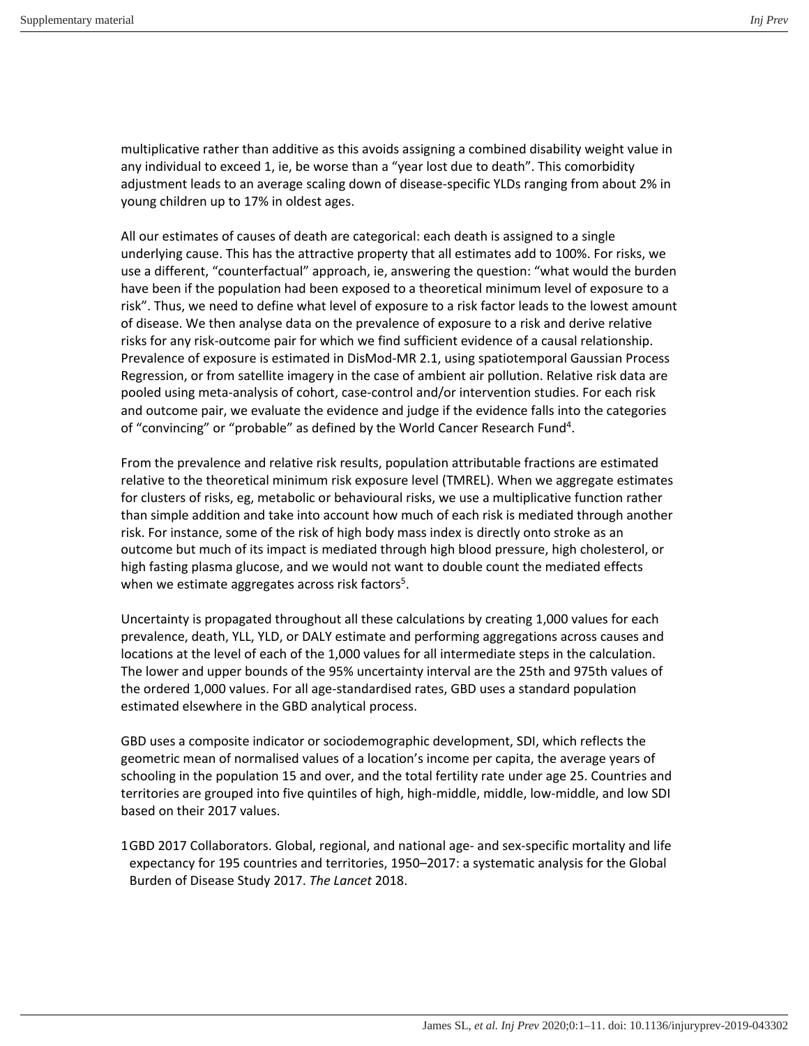multiplicative rather than additive as this avoids assigning a combined disability weight value in any individual to exceed 1, ie, be worse than a "year lost due to death". This comorbidity adjustment leads to an average scaling down of disease-specific YLDs ranging from about 2% in young children up to 17% in oldest ages.

All our estimates of causes of death are categorical: each death is assigned to a single underlying cause. This has the attractive property that all estimates add to 100%. For risks, we use a different, "counterfactual" approach, ie, answering the question: "what would the burden have been if the population had been exposed to a theoretical minimum level of exposure to a risk". Thus, we need to define what level of exposure to a risk factor leads to the lowest amount of disease. We then analyse data on the prevalence of exposure to a risk and derive relative risks for any risk-outcome pair for which we find sufficient evidence of a causal relationship. Prevalence of exposure is estimated in DisMod-MR 2.1, using spatiotemporal Gaussian Process Regression, or from satellite imagery in the case of ambient air pollution. Relative risk data are pooled using meta-analysis of cohort, case-control and/or intervention studies. For each risk and outcome pair, we evaluate the evidence and judge if the evidence falls into the categories of "convincing" or "probable" as defined by the World Cancer Research Fund[4].

From the prevalence and relative risk results, population attributable fractions are estimated relative to the theoretical minimum risk exposure level (TMREL). When we aggregate estimates for clusters of risks, eg, metabolic or behavioural risks, we use a multiplicative function rather than simple addition and take into account how much of each risk is mediated through another risk. For instance, some of the risk of high body mass index is directly onto stroke as an outcome but much of its impact is mediated through high blood pressure, high cholesterol, or high fasting plasma glucose, and we would not want to double count the mediated effects when we estimate aggregates across risk factors[5].

Uncertainty is propagated throughout all these calculations by creating 1,000 values for each prevalence, death, YLL, YLD, or DALY estimate and performing aggregations across causes and locations at the level of each of the 1,000 values for all intermediate steps in the calculation. The lower and upper bounds of the 95% uncertainty interval are the 25th and 975th values of the ordered 1,000 values. For all age-standardised rates, GBD uses a standard population estimated elsewhere in the GBD analytical process.

GBD uses a composite indicator or sociodemographic development, SDI, which reflects the geometric mean of normalised values of a location's income per capita, the average years of schooling in the population 15 and over, and the total fertility rate under age 25. Countries and territories are grouped into five quintiles of high, high-middle, middle, low-middle, and low SDI based on their 2017 values.

1 GBD 2017 Collaborators. Global, regional, and national age- and sex-specific mortality and life expectancy for 195 countries and territories, 1950–2017: a systematic analysis for the Global Burden of Disease Study 2017. *The Lancet* 2018.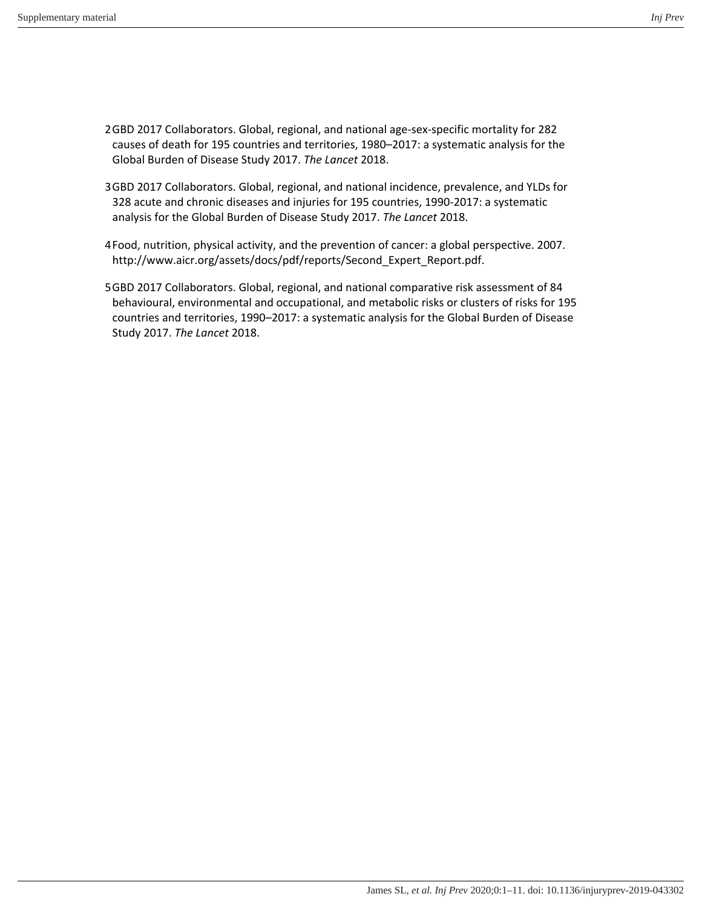2. GBD 2017 Collaborators. Global, regional, and national age-sex-specific mortality for 282 causes of death for 195 countries and territories, 1980–2017: a systematic analysis for the Global Burden of Disease Study 2017. *The Lancet* 2018.

3. GBD 2017 Collaborators. Global, regional, and national incidence, prevalence, and YLDs for 328 acute and chronic diseases and injuries for 195 countries, 1990-2017: a systematic analysis for the Global Burden of Disease Study 2017. *The Lancet* 2018.

4. Food, nutrition, physical activity, and the prevention of cancer: a global perspective. 2007. http://www.aicr.org/assets/docs/pdf/reports/Second_Expert_Report.pdf.

5. GBD 2017 Collaborators. Global, regional, and national comparative risk assessment of 84 behavioural, environmental and occupational, and metabolic risks or clusters of risks for 195 countries and territories, 1990–2017: a systematic analysis for the Global Burden of Disease Study 2017. *The Lancet* 2018.